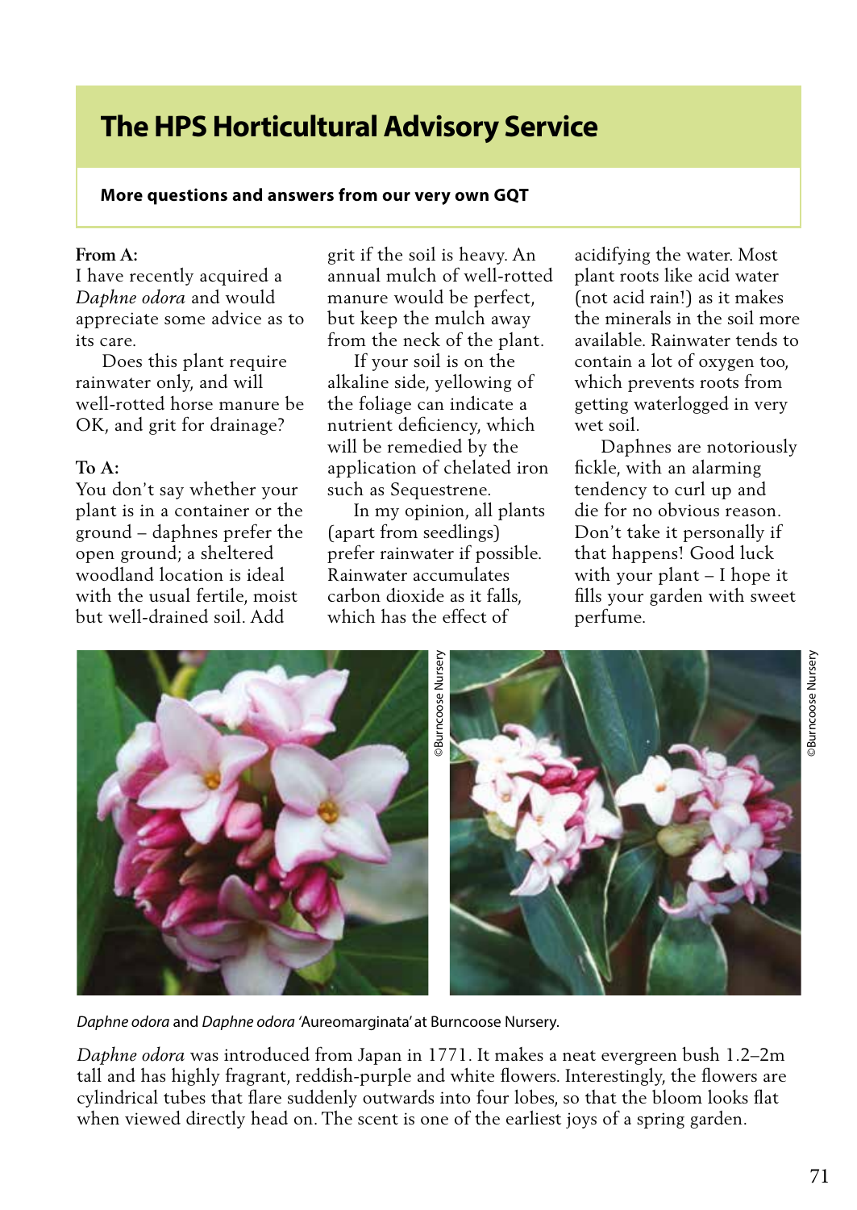# The HPS Horticultural Advisory Service

**More questions and answers from our very own GQT**

**From A:**

I have recently acquired a *Daphne odora* and would appreciate some advice as to its care.

Does this plant require rainwater only, and will well-rotted horse manure be OK, and grit for drainage?

**To A:**

You don't say whether your plant is in a container or the ground – daphnes prefer the open ground; a sheltered woodland location is ideal with the usual fertile, moist but well-drained soil. Add grit if the soil is heavy. An annual mulch of well-rotted manure would be perfect, but keep the mulch away from the neck of the plant.

If your soil is on the alkaline side, yellowing of the foliage can indicate a nutrient deficiency, which will be remedied by the application of chelated iron such as Sequestrene.

In my opinion, all plants (apart from seedlings) prefer rainwater if possible. Rainwater accumulates carbon dioxide as it falls, which has the effect of acidifying the water. Most plant roots like acid water (not acid rain!) as it makes the minerals in the soil more available. Rainwater tends to contain a lot of oxygen too, which prevents roots from getting waterlogged in very wet soil.

Daphnes are notoriously fickle, with an alarming tendency to curl up and die for no obvious reason. Don't take it personally if that happens! Good luck with your plant – I hope it fills your garden with sweet perfume.

©Burncoose Nursery

©Burncoose Nursery

*Daphne odora* and *Daphne odora* 'Aureomarginata' at Burncoose Nursery.

*Daphne odora* was introduced from Japan in 1771. It makes a neat evergreen bush 1.2–2m tall and has highly fragrant, reddish-purple and white flowers. Interestingly, the flowers are cylindrical tubes that flare suddenly outwards into four lobes, so that the bloom looks flat when viewed directly head on. The scent is one of the earliest joys of a spring garden.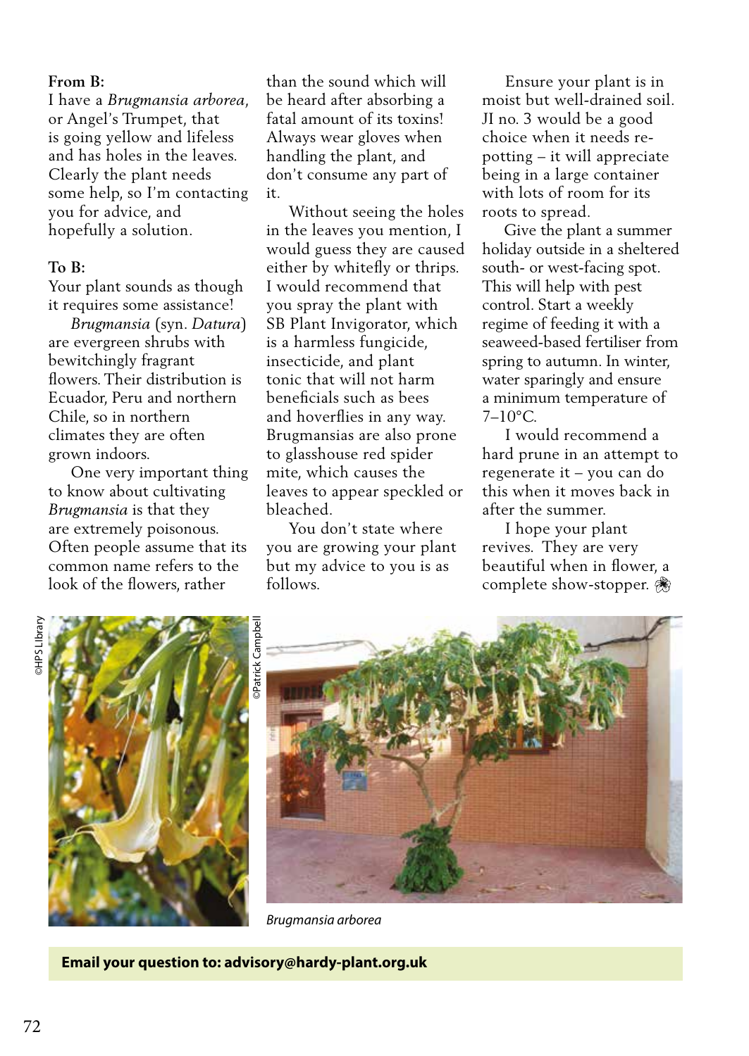**From B:**
I have a *Brugmansia arborea*, or Angel's Trumpet, that is going yellow and lifeless and has holes in the leaves. Clearly the plant needs some help, so I'm contacting you for advice, and hopefully a solution.

**To B:**
Your plant sounds as though it requires some assistance!

*Brugmansia* (syn. *Datura*) are evergreen shrubs with bewitchingly fragrant flowers. Their distribution is Ecuador, Peru and northern Chile, so in northern climates they are often grown indoors.

One very important thing to know about cultivating *Brugmansia* is that they are extremely poisonous. Often people assume that its common name refers to the look of the flowers, rather than the sound which will be heard after absorbing a fatal amount of its toxins! Always wear gloves when handling the plant, and don't consume any part of it.

Without seeing the holes in the leaves you mention, I would guess they are caused either by whitefly or thrips. I would recommend that you spray the plant with SB Plant Invigorator, which is a harmless fungicide, insecticide, and plant tonic that will not harm beneficials such as bees and hoverflies in any way. Brugmansias are also prone to glasshouse red spider mite, which causes the leaves to appear speckled or bleached.

You don't state where you are growing your plant but my advice to you is as follows.

Ensure your plant is in moist but well-drained soil. JI no. 3 would be a good choice when it needs re-potting – it will appreciate being in a large container with lots of room for its roots to spread.

Give the plant a summer holiday outside in a sheltered south- or west-facing spot. This will help with pest control. Start a weekly regime of feeding it with a seaweed-based fertiliser from spring to autumn. In winter, water sparingly and ensure a minimum temperature of 7–10°C.

I would recommend a hard prune in an attempt to regenerate it – you can do this when it moves back in after the summer.

I hope your plant revives. They are very beautiful when in flower, a complete show-stopper.

©HPS Library

©Patrick Campbell

*Brugmansia arborea*

**Email your question to: advisory@hardy-plant.org.uk**